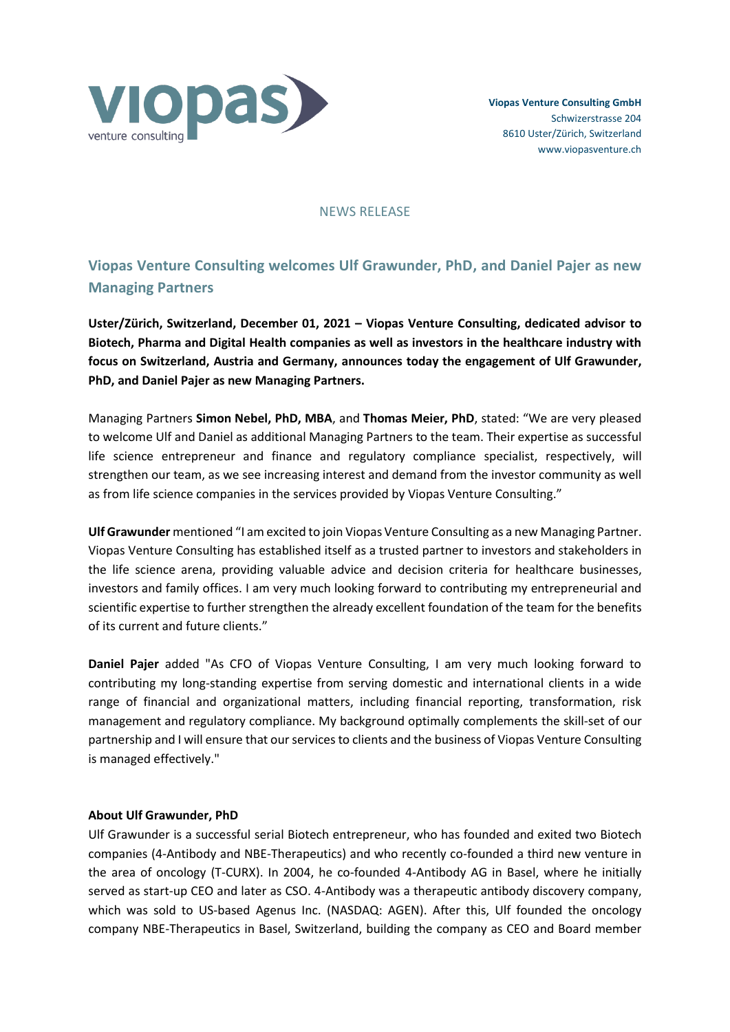**Viopas Venture Consulting GmbH**
Schwizerstrasse 204
8610 Uster/Zürich, Switzerland
www.viopasventure.ch

NEWS RELEASE

## Viopas Venture Consulting welcomes Ulf Grawunder, PhD, and Daniel Pajer as new Managing Partners

**Uster/Zürich, Switzerland, December 01, 2021 – Viopas Venture Consulting, dedicated advisor to Biotech, Pharma and Digital Health companies as well as investors in the healthcare industry with focus on Switzerland, Austria and Germany, announces today the engagement of Ulf Grawunder, PhD, and Daniel Pajer as new Managing Partners.**

Managing Partners **Simon Nebel, PhD, MBA**, and **Thomas Meier, PhD**, stated: "We are very pleased to welcome Ulf and Daniel as additional Managing Partners to the team. Their expertise as successful life science entrepreneur and finance and regulatory compliance specialist, respectively, will strengthen our team, as we see increasing interest and demand from the investor community as well as from life science companies in the services provided by Viopas Venture Consulting."

**Ulf Grawunder** mentioned "I am excited to join Viopas Venture Consulting as a new Managing Partner. Viopas Venture Consulting has established itself as a trusted partner to investors and stakeholders in the life science arena, providing valuable advice and decision criteria for healthcare businesses, investors and family offices. I am very much looking forward to contributing my entrepreneurial and scientific expertise to further strengthen the already excellent foundation of the team for the benefits of its current and future clients."

**Daniel Pajer** added "As CFO of Viopas Venture Consulting, I am very much looking forward to contributing my long-standing expertise from serving domestic and international clients in a wide range of financial and organizational matters, including financial reporting, transformation, risk management and regulatory compliance. My background optimally complements the skill-set of our partnership and I will ensure that our services to clients and the business of Viopas Venture Consulting is managed effectively."

### About Ulf Grawunder, PhD

Ulf Grawunder is a successful serial Biotech entrepreneur, who has founded and exited two Biotech companies (4-Antibody and NBE-Therapeutics) and who recently co-founded a third new venture in the area of oncology (T-CURX). In 2004, he co-founded 4-Antibody AG in Basel, where he initially served as start-up CEO and later as CSO. 4-Antibody was a therapeutic antibody discovery company, which was sold to US-based Agenus Inc. (NASDAQ: AGEN). After this, Ulf founded the oncology company NBE-Therapeutics in Basel, Switzerland, building the company as CEO and Board member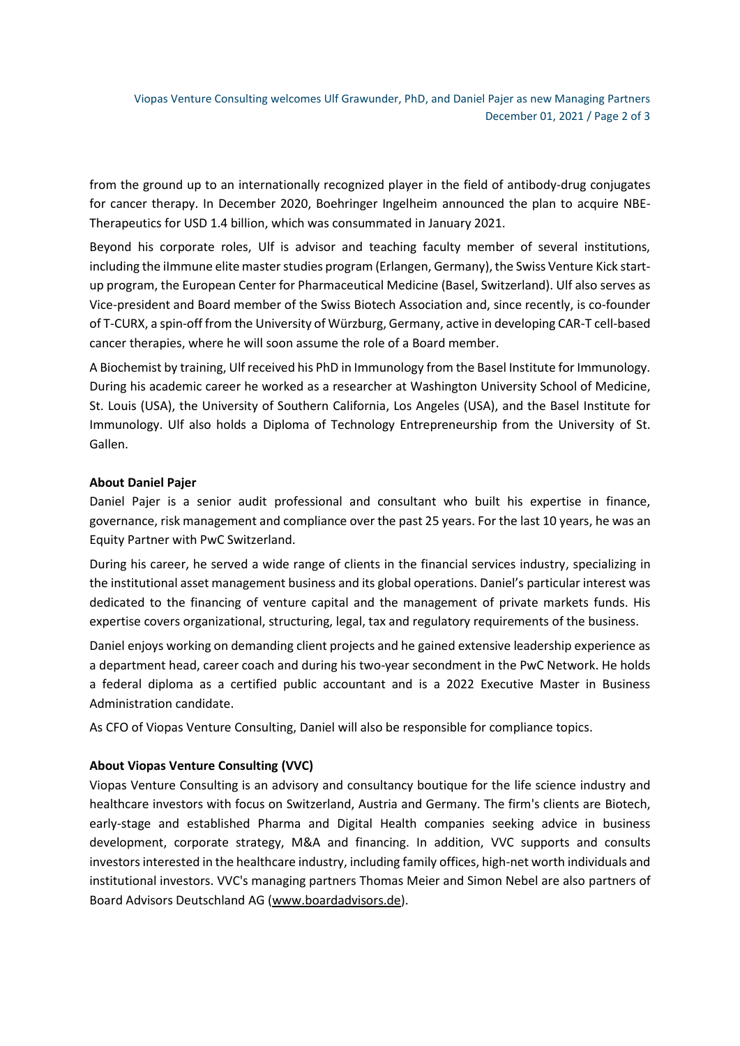from the ground up to an internationally recognized player in the field of antibody-drug conjugates for cancer therapy. In December 2020, Boehringer Ingelheim announced the plan to acquire NBE-Therapeutics for USD 1.4 billion, which was consummated in January 2021.

Beyond his corporate roles, Ulf is advisor and teaching faculty member of several institutions, including the iImmune elite master studies program (Erlangen, Germany), the Swiss Venture Kick start-up program, the European Center for Pharmaceutical Medicine (Basel, Switzerland). Ulf also serves as Vice-president and Board member of the Swiss Biotech Association and, since recently, is co-founder of T-CURX, a spin-off from the University of Würzburg, Germany, active in developing CAR-T cell-based cancer therapies, where he will soon assume the role of a Board member.

A Biochemist by training, Ulf received his PhD in Immunology from the Basel Institute for Immunology. During his academic career he worked as a researcher at Washington University School of Medicine, St. Louis (USA), the University of Southern California, Los Angeles (USA), and the Basel Institute for Immunology. Ulf also holds a Diploma of Technology Entrepreneurship from the University of St. Gallen.

**About Daniel Pajer**

Daniel Pajer is a senior audit professional and consultant who built his expertise in finance, governance, risk management and compliance over the past 25 years. For the last 10 years, he was an Equity Partner with PwC Switzerland.

During his career, he served a wide range of clients in the financial services industry, specializing in the institutional asset management business and its global operations. Daniel's particular interest was dedicated to the financing of venture capital and the management of private markets funds. His expertise covers organizational, structuring, legal, tax and regulatory requirements of the business.

Daniel enjoys working on demanding client projects and he gained extensive leadership experience as a department head, career coach and during his two-year secondment in the PwC Network. He holds a federal diploma as a certified public accountant and is a 2022 Executive Master in Business Administration candidate.

As CFO of Viopas Venture Consulting, Daniel will also be responsible for compliance topics.

**About Viopas Venture Consulting (VVC)**

Viopas Venture Consulting is an advisory and consultancy boutique for the life science industry and healthcare investors with focus on Switzerland, Austria and Germany. The firm's clients are Biotech, early-stage and established Pharma and Digital Health companies seeking advice in business development, corporate strategy, M&A and financing. In addition, VVC supports and consults investors interested in the healthcare industry, including family offices, high-net worth individuals and institutional investors. VVC's managing partners Thomas Meier and Simon Nebel are also partners of Board Advisors Deutschland AG (www.boardadvisors.de).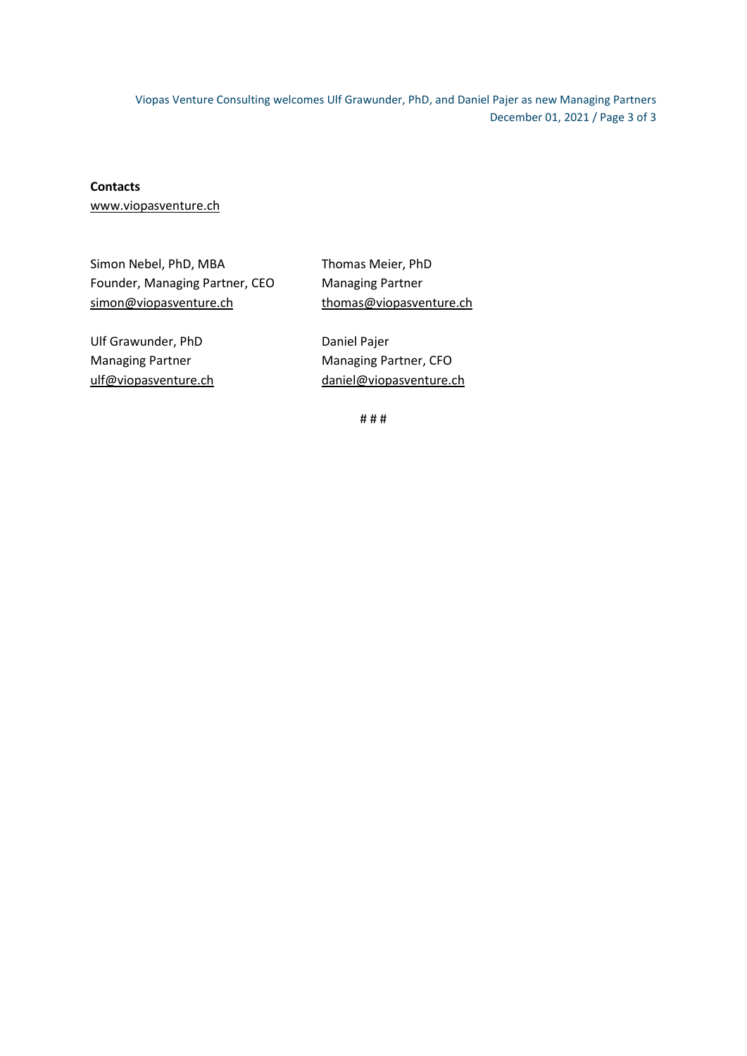**Contacts**

www.viopasventure.ch

Simon Nebel, PhD, MBA
Founder, Managing Partner, CEO
simon@viopasventure.ch

Thomas Meier, PhD
Managing Partner
thomas@viopasventure.ch

Ulf Grawunder, PhD
Managing Partner
ulf@viopasventure.ch

Daniel Pajer
Managing Partner, CFO
daniel@viopasventure.ch

# # #